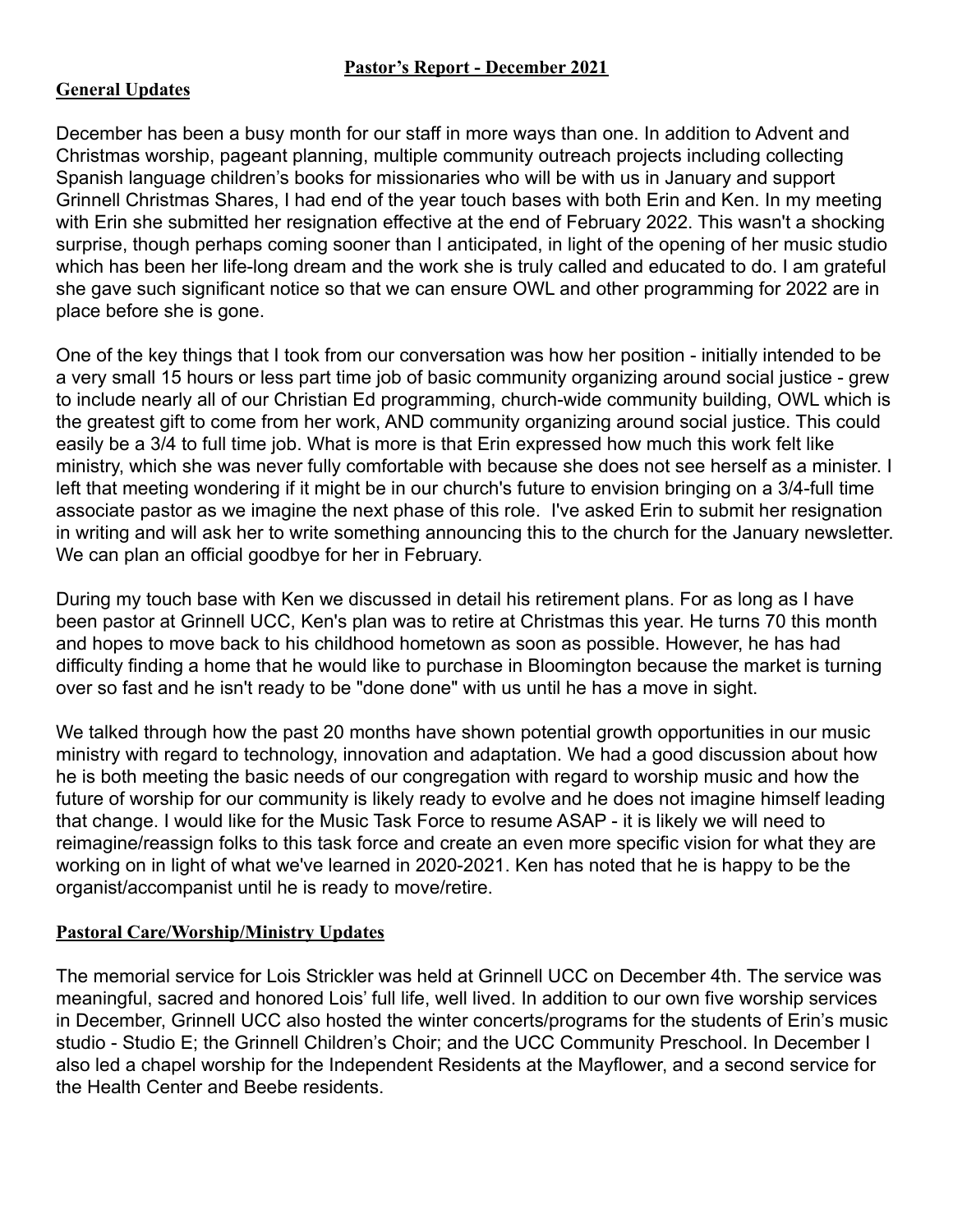## Pastor's Report - December 2021

### General Updates

December has been a busy month for our staff in more ways than one. In addition to Advent and Christmas worship, pageant planning, multiple community outreach projects including collecting Spanish language children's books for missionaries who will be with us in January and support Grinnell Christmas Shares, I had end of the year touch bases with both Erin and Ken. In my meeting with Erin she submitted her resignation effective at the end of February 2022. This wasn't a shocking surprise, though perhaps coming sooner than I anticipated, in light of the opening of her music studio which has been her life-long dream and the work she is truly called and educated to do. I am grateful she gave such significant notice so that we can ensure OWL and other programming for 2022 are in place before she is gone.

One of the key things that I took from our conversation was how her position - initially intended to be a very small 15 hours or less part time job of basic community organizing around social justice - grew to include nearly all of our Christian Ed programming, church-wide community building, OWL which is the greatest gift to come from her work, AND community organizing around social justice. This could easily be a 3/4 to full time job. What is more is that Erin expressed how much this work felt like ministry, which she was never fully comfortable with because she does not see herself as a minister. I left that meeting wondering if it might be in our church's future to envision bringing on a 3/4-full time associate pastor as we imagine the next phase of this role. I've asked Erin to submit her resignation in writing and will ask her to write something announcing this to the church for the January newsletter. We can plan an official goodbye for her in February.

During my touch base with Ken we discussed in detail his retirement plans. For as long as I have been pastor at Grinnell UCC, Ken's plan was to retire at Christmas this year. He turns 70 this month and hopes to move back to his childhood hometown as soon as possible. However, he has had difficulty finding a home that he would like to purchase in Bloomington because the market is turning over so fast and he isn't ready to be "done done" with us until he has a move in sight.

We talked through how the past 20 months have shown potential growth opportunities in our music ministry with regard to technology, innovation and adaptation. We had a good discussion about how he is both meeting the basic needs of our congregation with regard to worship music and how the future of worship for our community is likely ready to evolve and he does not imagine himself leading that change. I would like for the Music Task Force to resume ASAP - it is likely we will need to reimagine/reassign folks to this task force and create an even more specific vision for what they are working on in light of what we've learned in 2020-2021. Ken has noted that he is happy to be the organist/accompanist until he is ready to move/retire.

### Pastoral Care/Worship/Ministry Updates

The memorial service for Lois Strickler was held at Grinnell UCC on December 4th. The service was meaningful, sacred and honored Lois' full life, well lived. In addition to our own five worship services in December, Grinnell UCC also hosted the winter concerts/programs for the students of Erin's music studio - Studio E; the Grinnell Children's Choir; and the UCC Community Preschool. In December I also led a chapel worship for the Independent Residents at the Mayflower, and a second service for the Health Center and Beebe residents.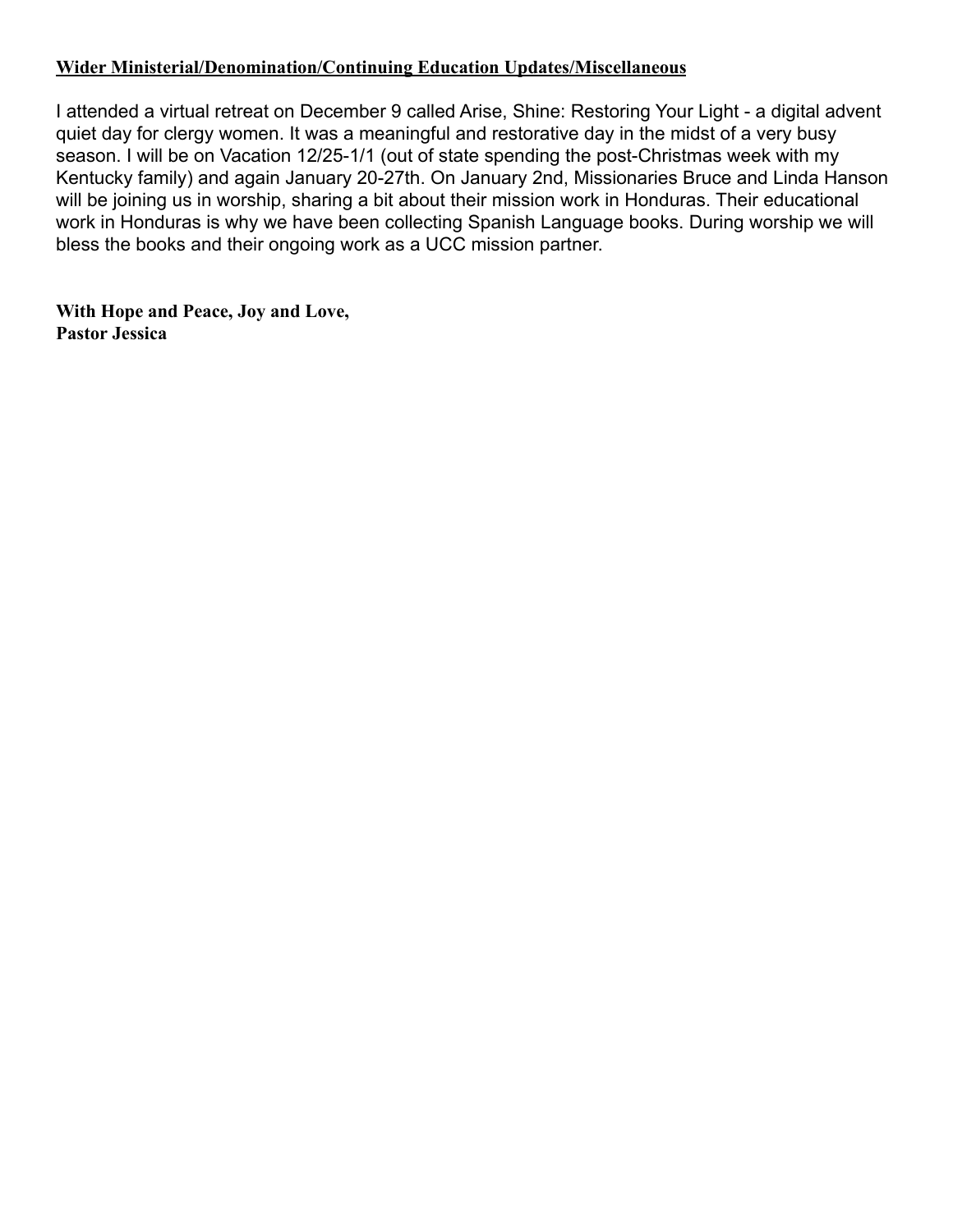**<u>Wider Ministerial/Denomination/Continuing Education Updates/Miscellaneous</u>**

I attended a virtual retreat on December 9 called Arise, Shine: Restoring Your Light - a digital advent quiet day for clergy women. It was a meaningful and restorative day in the midst of a very busy season. I will be on Vacation 12/25-1/1 (out of state spending the post-Christmas week with my Kentucky family) and again January 20-27th. On January 2nd, Missionaries Bruce and Linda Hanson will be joining us in worship, sharing a bit about their mission work in Honduras. Their educational work in Honduras is why we have been collecting Spanish Language books. During worship we will bless the books and their ongoing work as a UCC mission partner.

**With Hope and Peace, Joy and Love,**
**Pastor Jessica**